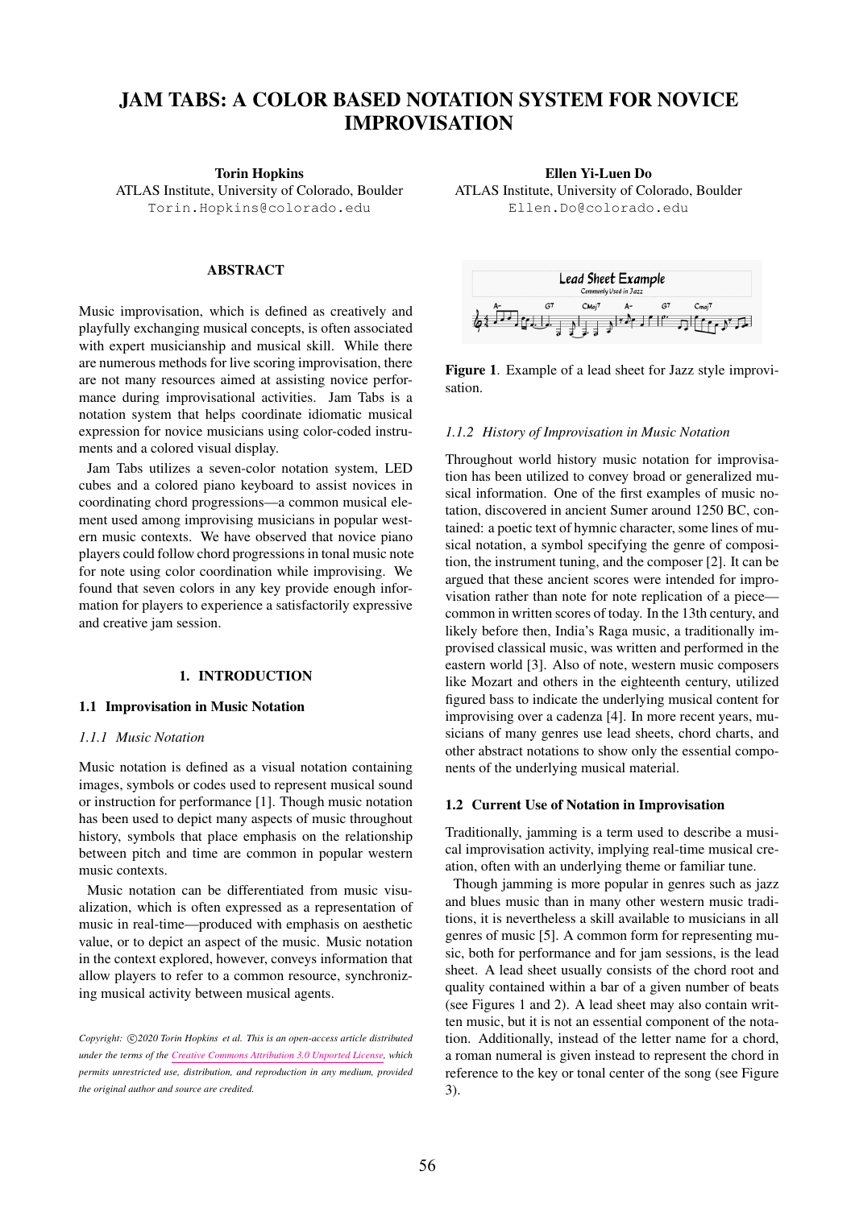# JAM TABS: A COLOR BASED NOTATION SYSTEM FOR NOVICE IMPROVISATION

**Torin Hopkins**
ATLAS Institute, University of Colorado, Boulder
Torin.Hopkins@colorado.edu

**Ellen Yi-Luen Do**
ATLAS Institute, University of Colorado, Boulder
Ellen.Do@colorado.edu

## ABSTRACT

Music improvisation, which is defined as creatively and playfully exchanging musical concepts, is often associated with expert musicianship and musical skill. While there are numerous methods for live scoring improvisation, there are not many resources aimed at assisting novice performance during improvisational activities. Jam Tabs is a notation system that helps coordinate idiomatic musical expression for novice musicians using color-coded instruments and a colored visual display.

Jam Tabs utilizes a seven-color notation system, LED cubes and a colored piano keyboard to assist novices in coordinating chord progressions—a common musical element used among improvising musicians in popular western music contexts. We have observed that novice piano players could follow chord progressions in tonal music note for note using color coordination while improvising. We found that seven colors in any key provide enough information for players to experience a satisfactorily expressive and creative jam session.

## 1. INTRODUCTION

### 1.1 Improvisation in Music Notation

#### *1.1.1 Music Notation*

Music notation is defined as a visual notation containing images, symbols or codes used to represent musical sound or instruction for performance [1]. Though music notation has been used to depict many aspects of music throughout history, symbols that place emphasis on the relationship between pitch and time are common in popular western music contexts.

Music notation can be differentiated from music visualization, which is often expressed as a representation of music in real-time—produced with emphasis on aesthetic value, or to depict an aspect of the music. Music notation in the context explored, however, conveys information that allow players to refer to a common resource, synchronizing musical activity between musical agents.

*Copyright: ©2020 Torin Hopkins et al. This is an open-access article distributed under the terms of the Creative Commons Attribution 3.0 Unported License, which permits unrestricted use, distribution, and reproduction in any medium, provided the original author and source are credited.*

**Figure 1**. Example of a lead sheet for Jazz style improvisation.

#### *1.1.2 History of Improvisation in Music Notation*

Throughout world history music notation for improvisation has been utilized to convey broad or generalized musical information. One of the first examples of music notation, discovered in ancient Sumer around 1250 BC, contained: a poetic text of hymnic character, some lines of musical notation, a symbol specifying the genre of composition, the instrument tuning, and the composer [2]. It can be argued that these ancient scores were intended for improvisation rather than note for note replication of a piece—common in written scores of today. In the 13th century, and likely before then, India's Raga music, a traditionally improvised classical music, was written and performed in the eastern world [3]. Also of note, western music composers like Mozart and others in the eighteenth century, utilized figured bass to indicate the underlying musical content for improvising over a cadenza [4]. In more recent years, musicians of many genres use lead sheets, chord charts, and other abstract notations to show only the essential components of the underlying musical material.

### 1.2 Current Use of Notation in Improvisation

Traditionally, jamming is a term used to describe a musical improvisation activity, implying real-time musical creation, often with an underlying theme or familiar tune.

Though jamming is more popular in genres such as jazz and blues music than in many other western music traditions, it is nevertheless a skill available to musicians in all genres of music [5]. A common form for representing music, both for performance and for jam sessions, is the lead sheet. A lead sheet usually consists of the chord root and quality contained within a bar of a given number of beats (see Figures 1 and 2). A lead sheet may also contain written music, but it is not an essential component of the notation. Additionally, instead of the letter name for a chord, a roman numeral is given instead to represent the chord in reference to the key or tonal center of the song (see Figure 3).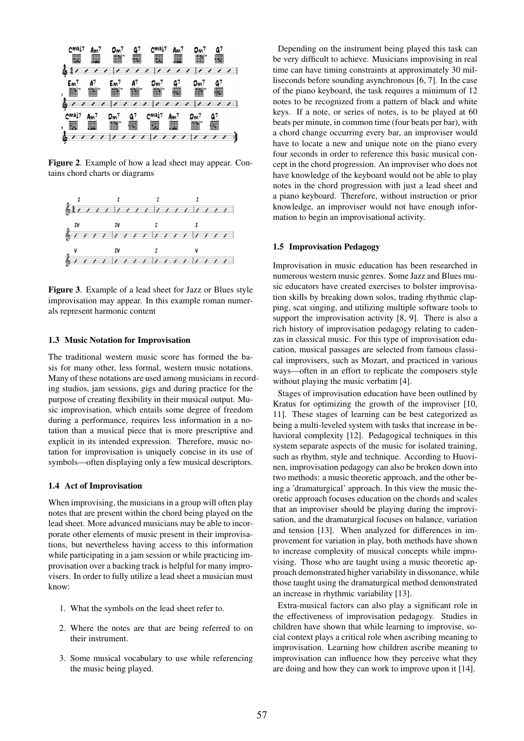Figure 2. Example of how a lead sheet may appear. Contains chord charts or diagrams

Figure 3. Example of a lead sheet for Jazz or Blues style improvisation may appear. In this example roman numerals represent harmonic content

### 1.3 Music Notation for Improvisation

The traditional western music score has formed the basis for many other, less formal, western music notations. Many of these notations are used among musicians in recording studios, jam sessions, gigs and during practice for the purpose of creating flexibility in their musical output. Music improvisation, which entails some degree of freedom during a performance, requires less information in a notation than a musical piece that is more prescriptive and explicit in its intended expression. Therefore, music notation for improvisation is uniquely concise in its use of symbols—often displaying only a few musical descriptors.

### 1.4 Act of Improvisation

When improvising, the musicians in a group will often play notes that are present within the chord being played on the lead sheet. More advanced musicians may be able to incorporate other elements of music present in their improvisations, but nevertheless having access to this information while participating in a jam session or while practicing improvisation over a backing track is helpful for many improvisers. In order to fully utilize a lead sheet a musician must know:

1. What the symbols on the lead sheet refer to.
2. Where the notes are that are being referred to on their instrument.
3. Some musical vocabulary to use while referencing the music being played.

Depending on the instrument being played this task can be very difficult to achieve. Musicians improvising in real time can have timing constraints at approximately 30 milliseconds before sounding asynchronous [6, 7]. In the case of the piano keyboard, the task requires a minimum of 12 notes to be recognized from a pattern of black and white keys. If a note, or series of notes, is to be played at 60 beats per minute, in common time (four beats per bar), with a chord change occurring every bar, an improviser would have to locate a new and unique note on the piano every four seconds in order to reference this basic musical concept in the chord progression. An improviser who does not have knowledge of the keyboard would not be able to play notes in the chord progression with just a lead sheet and a piano keyboard. Therefore, without instruction or prior knowledge, an improviser would not have enough information to begin an improvisational activity.

### 1.5 Improvisation Pedagogy

Improvisation in music education has been researched in numerous western music genres. Some Jazz and Blues music educators have created exercises to bolster improvisation skills by breaking down solos, trading rhythmic clapping, scat singing, and utilizing multiple software tools to support the improvisation activity [8, 9]. There is also a rich history of improvisation pedagogy relating to cadenzas in classical music. For this type of improvisation education, musical passages are selected from famous classical improvisers, such as Mozart, and practiced in various ways—often in an effort to replicate the composers style without playing the music verbatim [4].

Stages of improvisation education have been outlined by Kratus for optimizing the growth of the improviser [10, 11]. These stages of learning can be best categorized as being a multi-leveled system with tasks that increase in behavioral complexity [12]. Pedagogical techniques in this system separate aspects of the music for isolated training, such as rhythm, style and technique. According to Huovinen, improvisation pedagogy can also be broken down into two methods: a music theoretic approach, and the other being a 'dramaturgical' approach. In this view the music theoretic approach focuses education on the chords and scales that an improviser should be playing during the improvisation, and the dramaturgical focuses on balance, variation and tension [13]. When analyzed for differences in improvement for variation in play, both methods have shown to increase complexity of musical concepts while improvising. Those who are taught using a music theoretic approach demonstrated higher variability in dissonance, while those taught using the dramaturgical method demonstrated an increase in rhythmic variability [13].

Extra-musical factors can also play a significant role in the effectiveness of improvisation pedagogy. Studies in children have shown that while learning to improvise, social context plays a critical role when ascribing meaning to improvisation. Learning how children ascribe meaning to improvisation can influence how they perceive what they are doing and how they can work to improve upon it [14].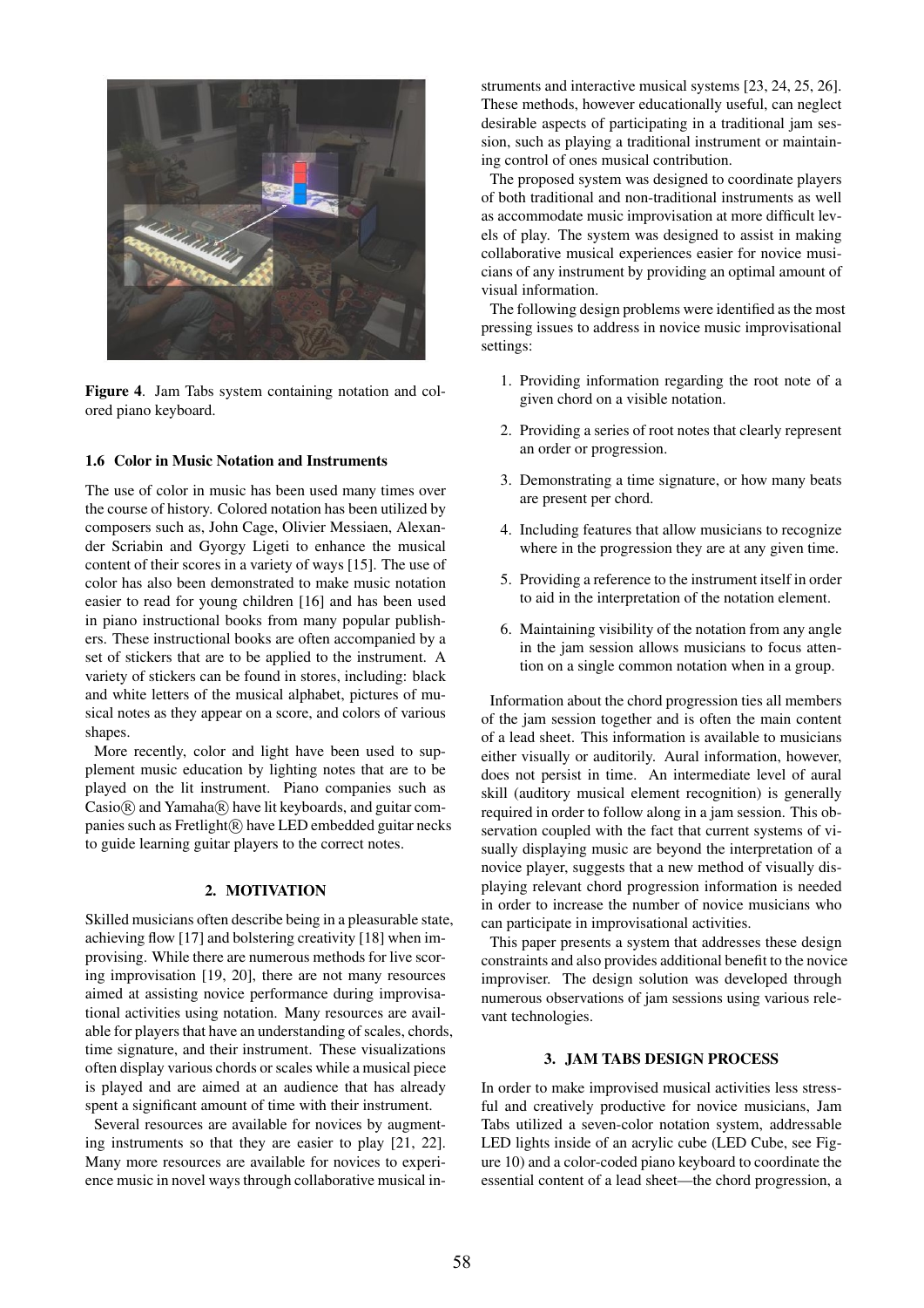**Figure 4**. Jam Tabs system containing notation and colored piano keyboard.

### 1.6 Color in Music Notation and Instruments

The use of color in music has been used many times over the course of history. Colored notation has been utilized by composers such as, John Cage, Olivier Messiaen, Alexander Scriabin and Gyorgy Ligeti to enhance the musical content of their scores in a variety of ways [15]. The use of color has also been demonstrated to make music notation easier to read for young children [16] and has been used in piano instructional books from many popular publishers. These instructional books are often accompanied by a set of stickers that are to be applied to the instrument. A variety of stickers can be found in stores, including: black and white letters of the musical alphabet, pictures of musical notes as they appear on a score, and colors of various shapes.

More recently, color and light have been used to supplement music education by lighting notes that are to be played on the lit instrument. Piano companies such as Casio® and Yamaha® have lit keyboards, and guitar companies such as Fretlight® have LED embedded guitar necks to guide learning guitar players to the correct notes.

## 2. MOTIVATION

Skilled musicians often describe being in a pleasurable state, achieving flow [17] and bolstering creativity [18] when improvising. While there are numerous methods for live scoring improvisation [19, 20], there are not many resources aimed at assisting novice performance during improvisational activities using notation. Many resources are available for players that have an understanding of scales, chords, time signature, and their instrument. These visualizations often display various chords or scales while a musical piece is played and are aimed at an audience that has already spent a significant amount of time with their instrument.

Several resources are available for novices by augmenting instruments so that they are easier to play [21, 22]. Many more resources are available for novices to experience music in novel ways through collaborative musical instruments and interactive musical systems [23, 24, 25, 26]. These methods, however educationally useful, can neglect desirable aspects of participating in a traditional jam session, such as playing a traditional instrument or maintaining control of ones musical contribution.

The proposed system was designed to coordinate players of both traditional and non-traditional instruments as well as accommodate music improvisation at more difficult levels of play. The system was designed to assist in making collaborative musical experiences easier for novice musicians of any instrument by providing an optimal amount of visual information.

The following design problems were identified as the most pressing issues to address in novice music improvisational settings:

1. Providing information regarding the root note of a given chord on a visible notation.
2. Providing a series of root notes that clearly represent an order or progression.
3. Demonstrating a time signature, or how many beats are present per chord.
4. Including features that allow musicians to recognize where in the progression they are at any given time.
5. Providing a reference to the instrument itself in order to aid in the interpretation of the notation element.
6. Maintaining visibility of the notation from any angle in the jam session allows musicians to focus attention on a single common notation when in a group.

Information about the chord progression ties all members of the jam session together and is often the main content of a lead sheet. This information is available to musicians either visually or auditorily. Aural information, however, does not persist in time. An intermediate level of aural skill (auditory musical element recognition) is generally required in order to follow along in a jam session. This observation coupled with the fact that current systems of visually displaying music are beyond the interpretation of a novice player, suggests that a new method of visually displaying relevant chord progression information is needed in order to increase the number of novice musicians who can participate in improvisational activities.

This paper presents a system that addresses these design constraints and also provides additional benefit to the novice improviser. The design solution was developed through numerous observations of jam sessions using various relevant technologies.

## 3. JAM TABS DESIGN PROCESS

In order to make improvised musical activities less stressful and creatively productive for novice musicians, Jam Tabs utilized a seven-color notation system, addressable LED lights inside of an acrylic cube (LED Cube, see Figure 10) and a color-coded piano keyboard to coordinate the essential content of a lead sheet—the chord progression, a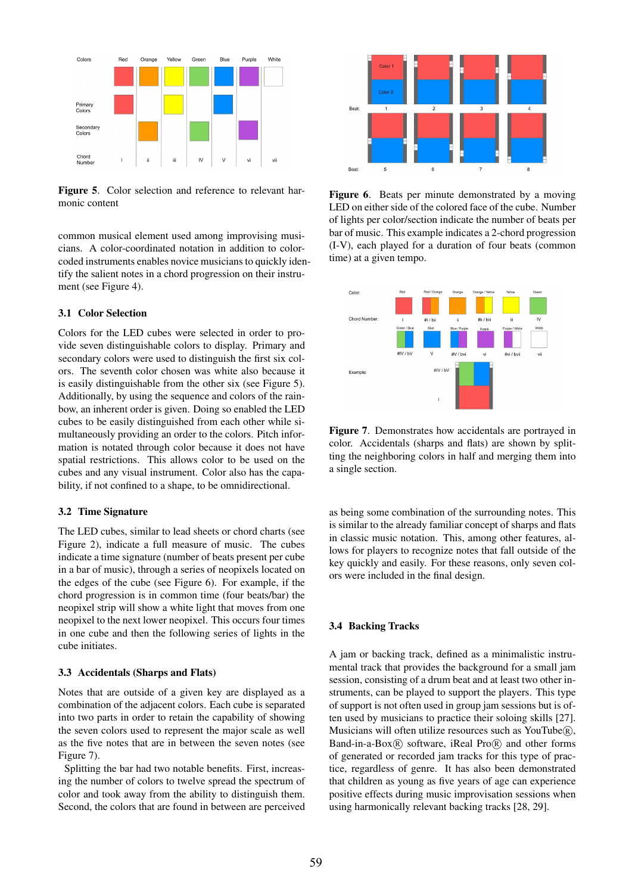**Figure 5**. Color selection and reference to relevant harmonic content

common musical element used among improvising musicians. A color-coordinated notation in addition to color-coded instruments enables novice musicians to quickly identify the salient notes in a chord progression on their instrument (see Figure 4).

### 3.1 Color Selection

Colors for the LED cubes were selected in order to provide seven distinguishable colors to display. Primary and secondary colors were used to distinguish the first six colors. The seventh color chosen was white also because it is easily distinguishable from the other six (see Figure 5). Additionally, by using the sequence and colors of the rainbow, an inherent order is given. Doing so enabled the LED cubes to be easily distinguished from each other while simultaneously providing an order to the colors. Pitch information is notated through color because it does not have spatial restrictions. This allows color to be used on the cubes and any visual instrument. Color also has the capability, if not confined to a shape, to be omnidirectional.

### 3.2 Time Signature

The LED cubes, similar to lead sheets or chord charts (see Figure 2), indicate a full measure of music. The cubes indicate a time signature (number of beats present per cube in a bar of music), through a series of neopixels located on the edges of the cube (see Figure 6). For example, if the chord progression is in common time (four beats/bar) the neopixel strip will show a white light that moves from one neopixel to the next lower neopixel. This occurs four times in one cube and then the following series of lights in the cube initiates.

### 3.3 Accidentals (Sharps and Flats)

Notes that are outside of a given key are displayed as a combination of the adjacent colors. Each cube is separated into two parts in order to retain the capability of showing the seven colors used to represent the major scale as well as the five notes that are in between the seven notes (see Figure 7).

Splitting the bar had two notable benefits. First, increasing the number of colors to twelve spread the spectrum of color and took away from the ability to distinguish them. Second, the colors that are found in between are perceived

**Figure 6**. Beats per minute demonstrated by a moving LED on either side of the colored face of the cube. Number of lights per color/section indicate the number of beats per bar of music. This example indicates a 2-chord progression (I-V), each played for a duration of four beats (common time) at a given tempo.

**Figure 7**. Demonstrates how accidentals are portrayed in color. Accidentals (sharps and flats) are shown by splitting the neighboring colors in half and merging them into a single section.

as being some combination of the surrounding notes. This is similar to the already familiar concept of sharps and flats in classic music notation. This, among other features, allows for players to recognize notes that fall outside of the key quickly and easily. For these reasons, only seven colors were included in the final design.

### 3.4 Backing Tracks

A jam or backing track, defined as a minimalistic instrumental track that provides the background for a small jam session, consisting of a drum beat and at least two other instruments, can be played to support the players. This type of support is not often used in group jam sessions but is often used by musicians to practice their soloing skills [27]. Musicians will often utilize resources such as YouTube®, Band-in-a-Box® software, iReal Pro® and other forms of generated or recorded jam tracks for this type of practice, regardless of genre. It has also been demonstrated that children as young as five years of age can experience positive effects during music improvisation sessions when using harmonically relevant backing tracks [28, 29].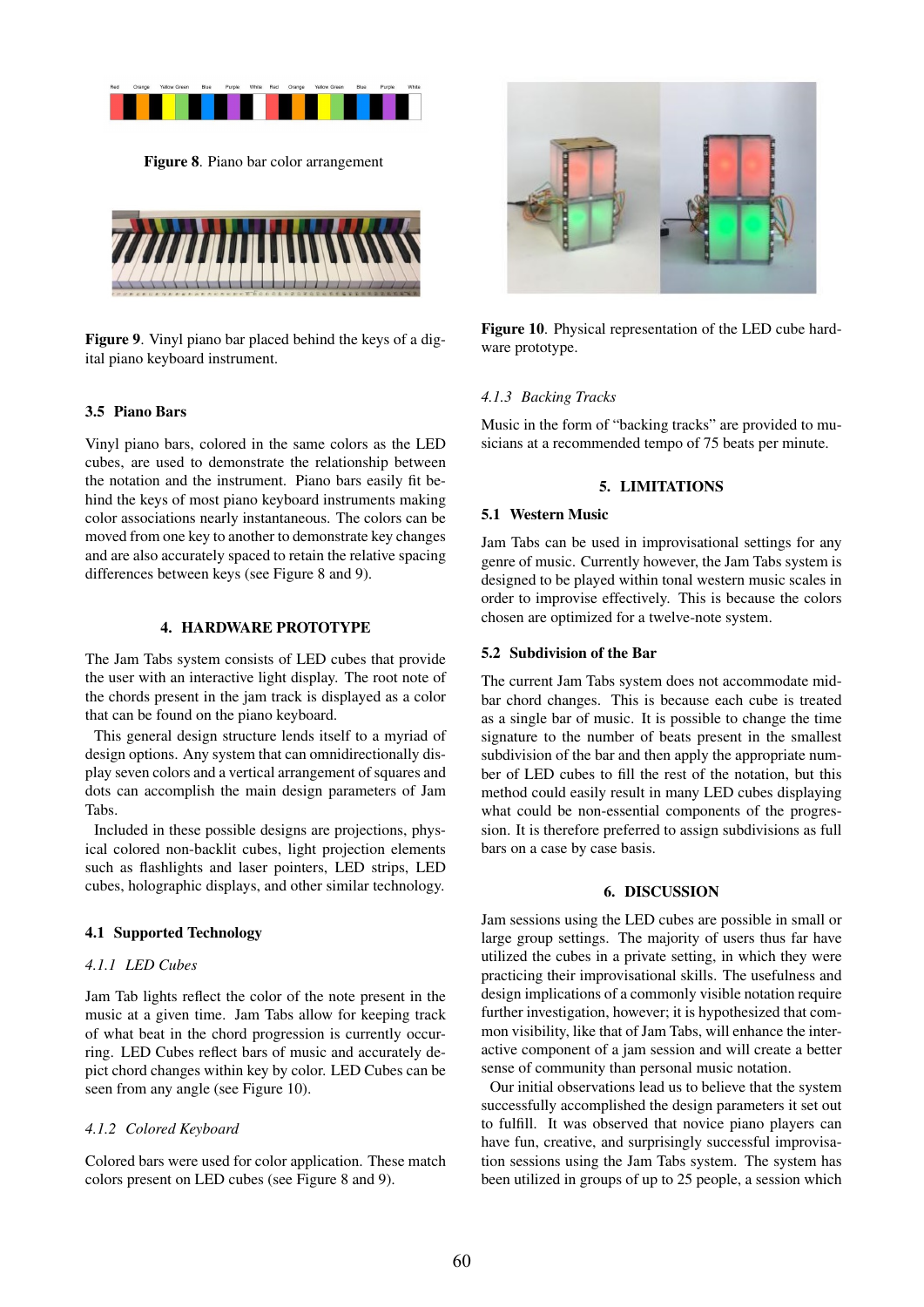Figure 8. Piano bar color arrangement

Figure 9. Vinyl piano bar placed behind the keys of a digital piano keyboard instrument.

### 3.5 Piano Bars

Vinyl piano bars, colored in the same colors as the LED cubes, are used to demonstrate the relationship between the notation and the instrument. Piano bars easily fit behind the keys of most piano keyboard instruments making color associations nearly instantaneous. The colors can be moved from one key to another to demonstrate key changes and are also accurately spaced to retain the relative spacing differences between keys (see Figure 8 and 9).

## 4. HARDWARE PROTOTYPE

The Jam Tabs system consists of LED cubes that provide the user with an interactive light display. The root note of the chords present in the jam track is displayed as a color that can be found on the piano keyboard.

This general design structure lends itself to a myriad of design options. Any system that can omnidirectionally display seven colors and a vertical arrangement of squares and dots can accomplish the main design parameters of Jam Tabs.

Included in these possible designs are projections, physical colored non-backlit cubes, light projection elements such as flashlights and laser pointers, LED strips, LED cubes, holographic displays, and other similar technology.

### 4.1 Supported Technology

#### *4.1.1 LED Cubes*

Jam Tab lights reflect the color of the note present in the music at a given time. Jam Tabs allow for keeping track of what beat in the chord progression is currently occurring. LED Cubes reflect bars of music and accurately depict chord changes within key by color. LED Cubes can be seen from any angle (see Figure 10).

#### *4.1.2 Colored Keyboard*

Colored bars were used for color application. These match colors present on LED cubes (see Figure 8 and 9).

Figure 10. Physical representation of the LED cube hardware prototype.

#### *4.1.3 Backing Tracks*

Music in the form of "backing tracks" are provided to musicians at a recommended tempo of 75 beats per minute.

## 5. LIMITATIONS

### 5.1 Western Music

Jam Tabs can be used in improvisational settings for any genre of music. Currently however, the Jam Tabs system is designed to be played within tonal western music scales in order to improvise effectively. This is because the colors chosen are optimized for a twelve-note system.

### 5.2 Subdivision of the Bar

The current Jam Tabs system does not accommodate mid-bar chord changes. This is because each cube is treated as a single bar of music. It is possible to change the time signature to the number of beats present in the smallest subdivision of the bar and then apply the appropriate number of LED cubes to fill the rest of the notation, but this method could easily result in many LED cubes displaying what could be non-essential components of the progression. It is therefore preferred to assign subdivisions as full bars on a case by case basis.

## 6. DISCUSSION

Jam sessions using the LED cubes are possible in small or large group settings. The majority of users thus far have utilized the cubes in a private setting, in which they were practicing their improvisational skills. The usefulness and design implications of a commonly visible notation require further investigation, however; it is hypothesized that common visibility, like that of Jam Tabs, will enhance the interactive component of a jam session and will create a better sense of community than personal music notation.

Our initial observations lead us to believe that the system successfully accomplished the design parameters it set out to fulfill. It was observed that novice piano players can have fun, creative, and surprisingly successful improvisation sessions using the Jam Tabs system. The system has been utilized in groups of up to 25 people, a session which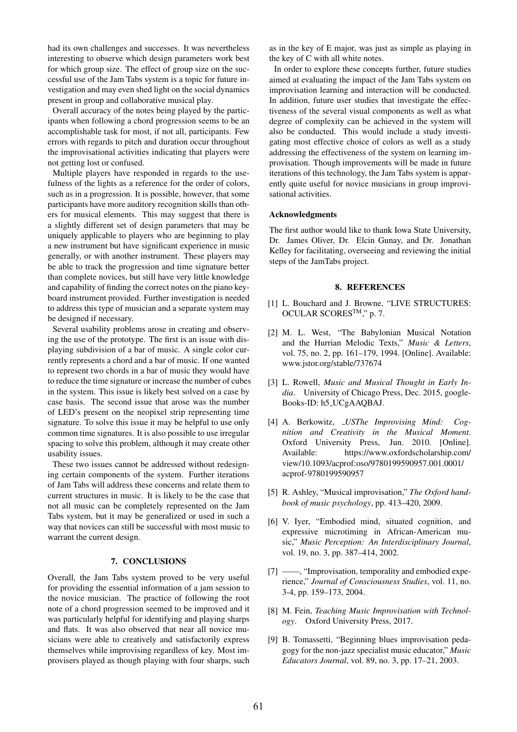had its own challenges and successes. It was nevertheless interesting to observe which design parameters work best for which group size. The effect of group size on the successful use of the Jam Tabs system is a topic for future investigation and may even shed light on the social dynamics present in group and collaborative musical play.

Overall accuracy of the notes being played by the participants when following a chord progression seems to be an accomplishable task for most, if not all, participants. Few errors with regards to pitch and duration occur throughout the improvisational activities indicating that players were not getting lost or confused.

Multiple players have responded in regards to the usefulness of the lights as a reference for the order of colors, such as in a progression. It is possible, however, that some participants have more auditory recognition skills than others for musical elements. This may suggest that there is a slightly different set of design parameters that may be uniquely applicable to players who are beginning to play a new instrument but have significant experience in music generally, or with another instrument. These players may be able to track the progression and time signature better than complete novices, but still have very little knowledge and capability of finding the correct notes on the piano keyboard instrument provided. Further investigation is needed to address this type of musician and a separate system may be designed if necessary.

Several usability problems arose in creating and observing the use of the prototype. The first is an issue with displaying subdivision of a bar of music. A single color currently represents a chord and a bar of music. If one wanted to represent two chords in a bar of music they would have to reduce the time signature or increase the number of cubes in the system. This issue is likely best solved on a case by case basis. The second issue that arose was the number of LED's present on the neopixel strip representing time signature. To solve this issue it may be helpful to use only common time signatures. It is also possible to use irregular spacing to solve this problem, although it may create other usability issues.

These two issues cannot be addressed without redesigning certain components of the system. Further iterations of Jam Tabs will address these concerns and relate them to current structures in music. It is likely to be the case that not all music can be completely represented on the Jam Tabs system, but it may be generalized or used in such a way that novices can still be successful with most music to warrant the current design.

## 7. CONCLUSIONS

Overall, the Jam Tabs system proved to be very useful for providing the essential information of a jam session to the novice musician. The practice of following the root note of a chord progression seemed to be improved and it was particularly helpful for identifying and playing sharps and flats. It was also observed that near all novice musicians were able to creatively and satisfactorily express themselves while improvising regardless of key. Most improvisers played as though playing with four sharps, such as in the key of E major, was just as simple as playing in the key of C with all white notes.

In order to explore these concepts further, future studies aimed at evaluating the impact of the Jam Tabs system on improvisation learning and interaction will be conducted. In addition, future user studies that investigate the effectiveness of the several visual components as well as what degree of complexity can be achieved in the system will also be conducted. This would include a study investigating most effective choice of colors as well as a study addressing the effectiveness of the system on learning improvisation. Though improvements will be made in future iterations of this technology, the Jam Tabs system is apparently quite useful for novice musicians in group improvisational activities.

### Acknowledgments

The first author would like to thank Iowa State University, Dr. James Oliver, Dr. Elcin Gunay, and Dr. Jonathan Kelley for facilitating, overseeing and reviewing the initial steps of the JamTabs project.

## 8. REFERENCES

[1] L. Bouchard and J. Browne, "LIVE STRUCTURES: OCULAR SCORES™," p. 7.

[2] M. L. West, "The Babylonian Musical Notation and the Hurrian Melodic Texts," *Music & Letters*, vol. 75, no. 2, pp. 161–179, 1994. [Online]. Available: www.jstor.org/stable/737674

[3] L. Rowell, *Music and Musical Thought in Early India*. University of Chicago Press, Dec. 2015, google-Books-ID: h5_UCgAAQBAJ.

[4] A. Berkowitz, *_USThe Improvising Mind: Cognition and Creativity in the Musical Moment*. Oxford University Press, Jun. 2010. [Online]. Available: https://www.oxfordscholarship.com/view/10.1093/acprof:oso/9780199590957.001.0001/acprof-9780199590957

[5] R. Ashley, "Musical improvisation," *The Oxford handbook of music psychology*, pp. 413–420, 2009.

[6] V. Iyer, "Embodied mind, situated cognition, and expressive microtiming in African-American music," *Music Perception: An Interdisciplinary Journal*, vol. 19, no. 3, pp. 387–414, 2002.

[7] ——, "Improvisation, temporality and embodied experience," *Journal of Consciousness Studies*, vol. 11, no. 3-4, pp. 159–173, 2004.

[8] M. Fein, *Teaching Music Improvisation with Technology*. Oxford University Press, 2017.

[9] B. Tomassetti, "Beginning blues improvisation pedagogy for the non-jazz specialist music educator," *Music Educators Journal*, vol. 89, no. 3, pp. 17–21, 2003.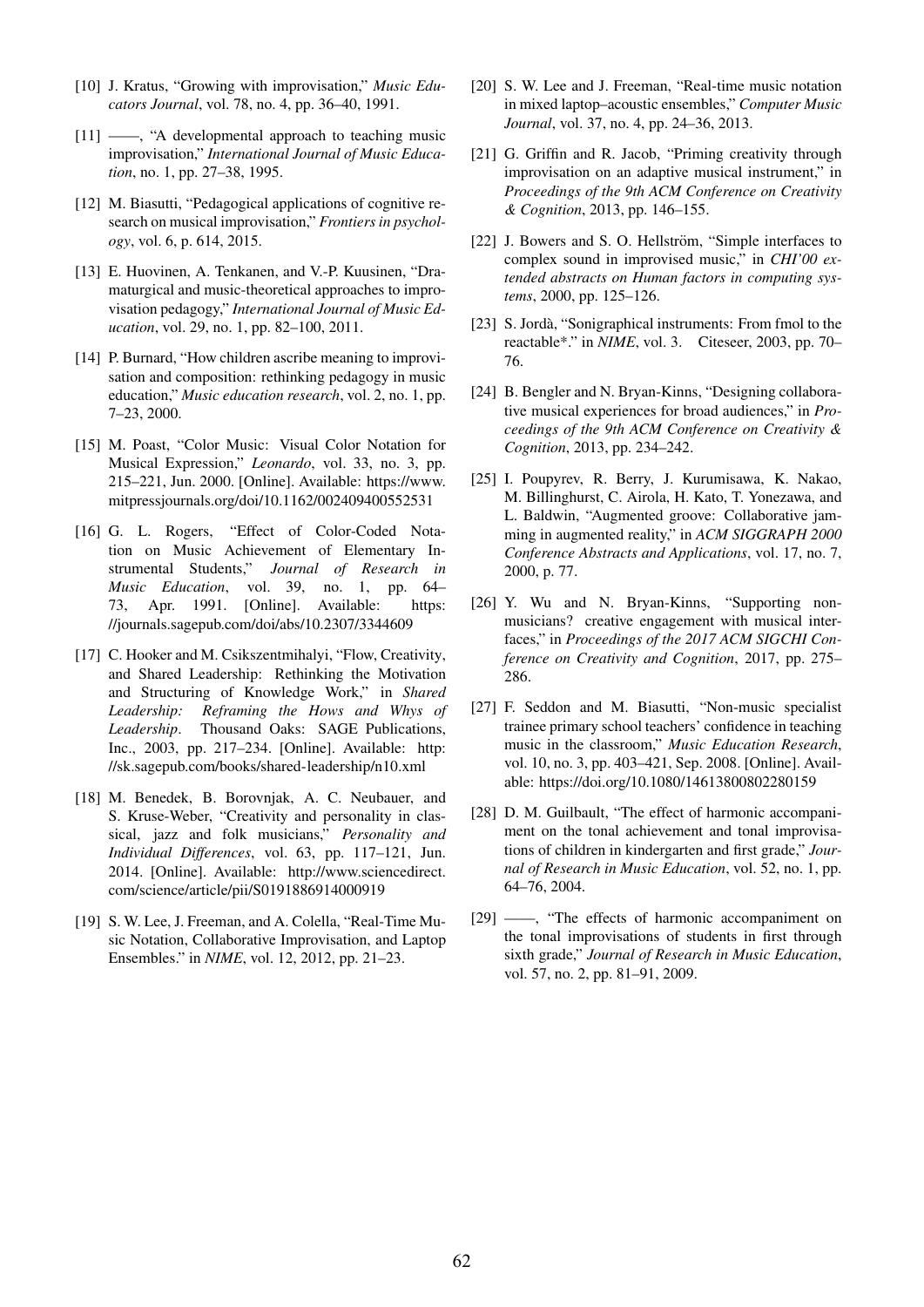[10] J. Kratus, "Growing with improvisation," *Music Educators Journal*, vol. 78, no. 4, pp. 36–40, 1991.

[11] ——, "A developmental approach to teaching music improvisation," *International Journal of Music Education*, no. 1, pp. 27–38, 1995.

[12] M. Biasutti, "Pedagogical applications of cognitive research on musical improvisation," *Frontiers in psychology*, vol. 6, p. 614, 2015.

[13] E. Huovinen, A. Tenkanen, and V.-P. Kuusinen, "Dramaturgical and music-theoretical approaches to improvisation pedagogy," *International Journal of Music Education*, vol. 29, no. 1, pp. 82–100, 2011.

[14] P. Burnard, "How children ascribe meaning to improvisation and composition: rethinking pedagogy in music education," *Music education research*, vol. 2, no. 1, pp. 7–23, 2000.

[15] M. Poast, "Color Music: Visual Color Notation for Musical Expression," *Leonardo*, vol. 33, no. 3, pp. 215–221, Jun. 2000. [Online]. Available: https://www.mitpressjournals.org/doi/10.1162/002409400552531

[16] G. L. Rogers, "Effect of Color-Coded Notation on Music Achievement of Elementary Instrumental Students," *Journal of Research in Music Education*, vol. 39, no. 1, pp. 64–73, Apr. 1991. [Online]. Available: https://journals.sagepub.com/doi/abs/10.2307/3344609

[17] C. Hooker and M. Csikszentmihalyi, "Flow, Creativity, and Shared Leadership: Rethinking the Motivation and Structuring of Knowledge Work," in *Shared Leadership: Reframing the Hows and Whys of Leadership*. Thousand Oaks: SAGE Publications, Inc., 2003, pp. 217–234. [Online]. Available: http://sk.sagepub.com/books/shared-leadership/n10.xml

[18] M. Benedek, B. Borovnjak, A. C. Neubauer, and S. Kruse-Weber, "Creativity and personality in classical, jazz and folk musicians," *Personality and Individual Differences*, vol. 63, pp. 117–121, Jun. 2014. [Online]. Available: http://www.sciencedirect.com/science/article/pii/S0191886914000919

[19] S. W. Lee, J. Freeman, and A. Colella, "Real-Time Music Notation, Collaborative Improvisation, and Laptop Ensembles." in *NIME*, vol. 12, 2012, pp. 21–23.

[20] S. W. Lee and J. Freeman, "Real-time music notation in mixed laptop–acoustic ensembles," *Computer Music Journal*, vol. 37, no. 4, pp. 24–36, 2013.

[21] G. Griffin and R. Jacob, "Priming creativity through improvisation on an adaptive musical instrument," in *Proceedings of the 9th ACM Conference on Creativity & Cognition*, 2013, pp. 146–155.

[22] J. Bowers and S. O. Hellström, "Simple interfaces to complex sound in improvised music," in *CHI'00 extended abstracts on Human factors in computing systems*, 2000, pp. 125–126.

[23] S. Jordà, "Sonigraphical instruments: From fmol to the reactable*." in *NIME*, vol. 3. Citeseer, 2003, pp. 70–76.

[24] B. Bengler and N. Bryan-Kinns, "Designing collaborative musical experiences for broad audiences," in *Proceedings of the 9th ACM Conference on Creativity & Cognition*, 2013, pp. 234–242.

[25] I. Poupyrev, R. Berry, J. Kurumisawa, K. Nakao, M. Billinghurst, C. Airola, H. Kato, T. Yonezawa, and L. Baldwin, "Augmented groove: Collaborative jamming in augmented reality," in *ACM SIGGRAPH 2000 Conference Abstracts and Applications*, vol. 17, no. 7, 2000, p. 77.

[26] Y. Wu and N. Bryan-Kinns, "Supporting non-musicians? creative engagement with musical interfaces," in *Proceedings of the 2017 ACM SIGCHI Conference on Creativity and Cognition*, 2017, pp. 275–286.

[27] F. Seddon and M. Biasutti, "Non-music specialist trainee primary school teachers' confidence in teaching music in the classroom," *Music Education Research*, vol. 10, no. 3, pp. 403–421, Sep. 2008. [Online]. Available: https://doi.org/10.1080/14613800802280159

[28] D. M. Guilbault, "The effect of harmonic accompaniment on the tonal achievement and tonal improvisations of children in kindergarten and first grade," *Journal of Research in Music Education*, vol. 52, no. 1, pp. 64–76, 2004.

[29] ——, "The effects of harmonic accompaniment on the tonal improvisations of students in first through sixth grade," *Journal of Research in Music Education*, vol. 57, no. 2, pp. 81–91, 2009.